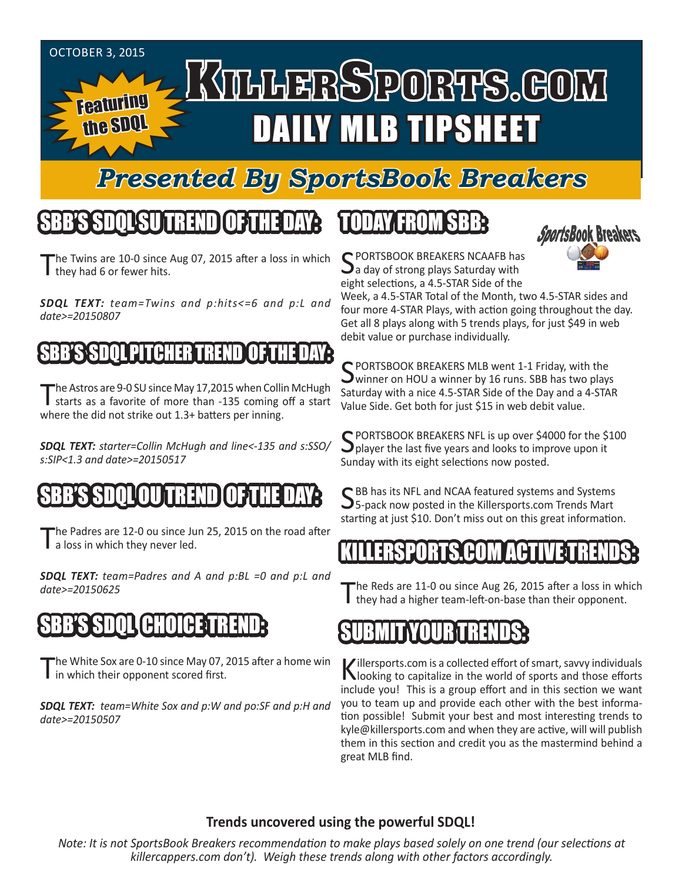OCTOBER 3, 2015

Featuring the SDQL

# KILLERSPORTS.COM DAILY MLB TIPSHEET

## Presented By SportsBook Breakers

## SBB'S SDQL SU TREND OF THE DAY:

The Twins are 10-0 since Aug 07, 2015 after a loss in which they had 6 or fewer hits.

***SDQL TEXT:*** *team=Twins and p:hits<=6 and p:L and date>=20150807*

## SBB'S SDQL PITCHER TREND OF THE DAY:

The Astros are 9-0 SU since May 17,2015 when Collin McHugh starts as a favorite of more than -135 coming off a start where the did not strike out 1.3+ batters per inning.

***SDQL TEXT:*** *starter=Collin McHugh and line<-135 and s:SSO/ s:SIP<1.3 and date>=20150517*

## SBB'S SDQL OU TREND OF THE DAY:

The Padres are 12-0 ou since Jun 25, 2015 on the road after a loss in which they never led.

***SDQL TEXT:*** *team=Padres and A and p:BL =0 and p:L and date>=20150625*

## SBB'S SDQL CHOICE TREND:

The White Sox are 0-10 since May 07, 2015 after a home win in which their opponent scored first.

***SDQL TEXT:*** *team=White Sox and p:W and po:SF and p:H and date>=20150507*

## TODAY FROM SBB:

SPORTSBOOK BREAKERS NCAAFB has a day of strong plays Saturday with eight selections, a 4.5-STAR Side of the Week, a 4.5-STAR Total of the Month, two 4.5-STAR sides and four more 4-STAR Plays, with action going throughout the day. Get all 8 plays along with 5 trends plays, for just $49 in web debit value or purchase individually.

SPORTSBOOK BREAKERS MLB went 1-1 Friday, with the winner on HOU a winner by 16 runs. SBB has two plays Saturday with a nice 4.5-STAR Side of the Day and a 4-STAR Value Side. Get both for just $15 in web debit value.

SPORTSBOOK BREAKERS NFL is up over $4000 for the $100 player the last five years and looks to improve upon it Sunday with its eight selections now posted.

SBB has its NFL and NCAA featured systems and Systems 5-pack now posted in the Killersports.com Trends Mart starting at just $10. Don't miss out on this great information.

## KILLERSPORTS.COM ACTIVE TRENDS:

The Reds are 11-0 ou since Aug 26, 2015 after a loss in which they had a higher team-left-on-base than their opponent.

## SUBMIT YOUR TRENDS:

Killersports.com is a collected effort of smart, savvy individuals looking to capitalize in the world of sports and those efforts include you! This is a group effort and in this section we want you to team up and provide each other with the best information possible! Submit your best and most interesting trends to kyle@killersports.com and when they are active, will will publish them in this section and credit you as the mastermind behind a great MLB find.

**Trends uncovered using the powerful SDQL!**

*Note: It is not SportsBook Breakers recommendation to make plays based solely on one trend (our selections at killercappers.com don't). Weigh these trends along with other factors accordingly.*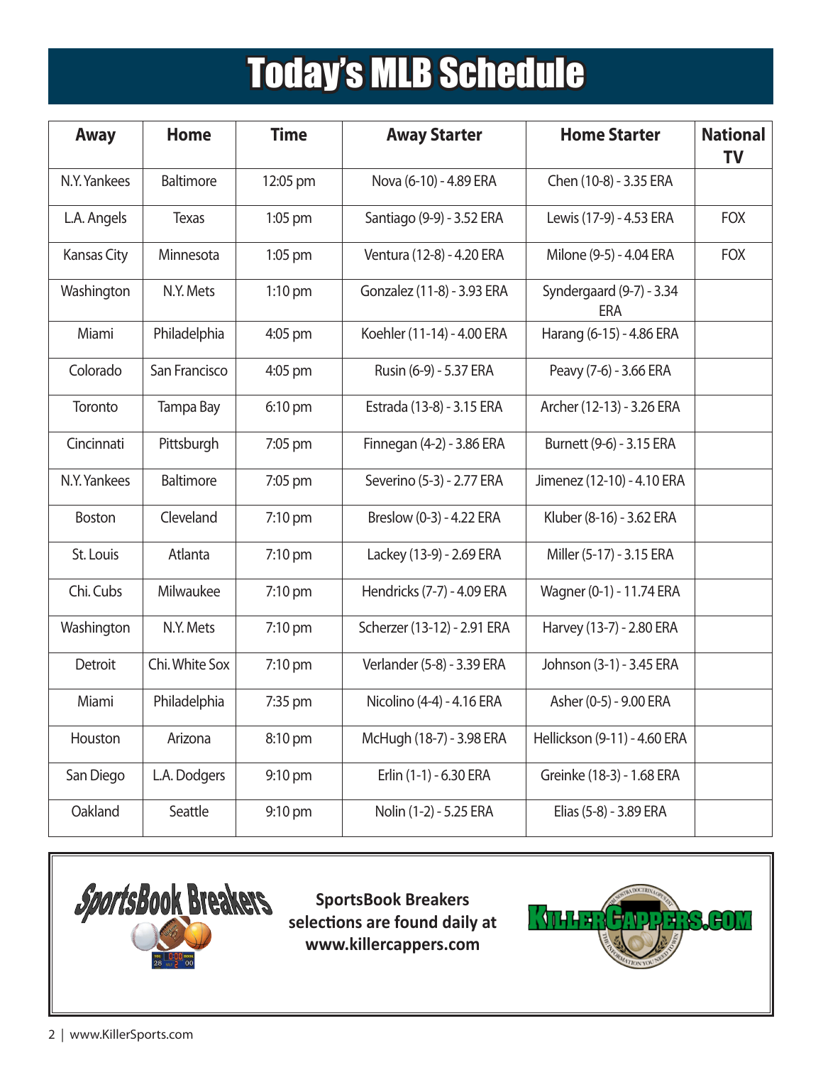# Today's MLB Schedule

| Away | Home | Time | Away Starter | Home Starter | National TV |
|---|---|---|---|---|---|
| N.Y. Yankees | Baltimore | 12:05 pm | Nova (6-10) - 4.89 ERA | Chen (10-8) - 3.35 ERA | |
| L.A. Angels | Texas | 1:05 pm | Santiago (9-9) - 3.52 ERA | Lewis (17-9) - 4.53 ERA | FOX |
| Kansas City | Minnesota | 1:05 pm | Ventura (12-8) - 4.20 ERA | Milone (9-5) - 4.04 ERA | FOX |
| Washington | N.Y. Mets | 1:10 pm | Gonzalez (11-8) - 3.93 ERA | Syndergaard (9-7) - 3.34 ERA | |
| Miami | Philadelphia | 4:05 pm | Koehler (11-14) - 4.00 ERA | Harang (6-15) - 4.86 ERA | |
| Colorado | San Francisco | 4:05 pm | Rusin (6-9) - 5.37 ERA | Peavy (7-6) - 3.66 ERA | |
| Toronto | Tampa Bay | 6:10 pm | Estrada (13-8) - 3.15 ERA | Archer (12-13) - 3.26 ERA | |
| Cincinnati | Pittsburgh | 7:05 pm | Finnegan (4-2) - 3.86 ERA | Burnett (9-6) - 3.15 ERA | |
| N.Y. Yankees | Baltimore | 7:05 pm | Severino (5-3) - 2.77 ERA | Jimenez (12-10) - 4.10 ERA | |
| Boston | Cleveland | 7:10 pm | Breslow (0-3) - 4.22 ERA | Kluber (8-16) - 3.62 ERA | |
| St. Louis | Atlanta | 7:10 pm | Lackey (13-9) - 2.69 ERA | Miller (5-17) - 3.15 ERA | |
| Chi. Cubs | Milwaukee | 7:10 pm | Hendricks (7-7) - 4.09 ERA | Wagner (0-1) - 11.74 ERA | |
| Washington | N.Y. Mets | 7:10 pm | Scherzer (13-12) - 2.91 ERA | Harvey (13-7) - 2.80 ERA | |
| Detroit | Chi. White Sox | 7:10 pm | Verlander (5-8) - 3.39 ERA | Johnson (3-1) - 3.45 ERA | |
| Miami | Philadelphia | 7:35 pm | Nicolino (4-4) - 4.16 ERA | Asher (0-5) - 9.00 ERA | |
| Houston | Arizona | 8:10 pm | McHugh (18-7) - 3.98 ERA | Hellickson (9-11) - 4.60 ERA | |
| San Diego | L.A. Dodgers | 9:10 pm | Erlin (1-1) - 6.30 ERA | Greinke (18-3) - 1.68 ERA | |
| Oakland | Seattle | 9:10 pm | Nolin (1-2) - 5.25 ERA | Elias (5-8) - 3.89 ERA | |

SportsBook Breakers

**SportsBook Breakers selections are found daily at www.killercappers.com**

KILLERCAPPERS.COM